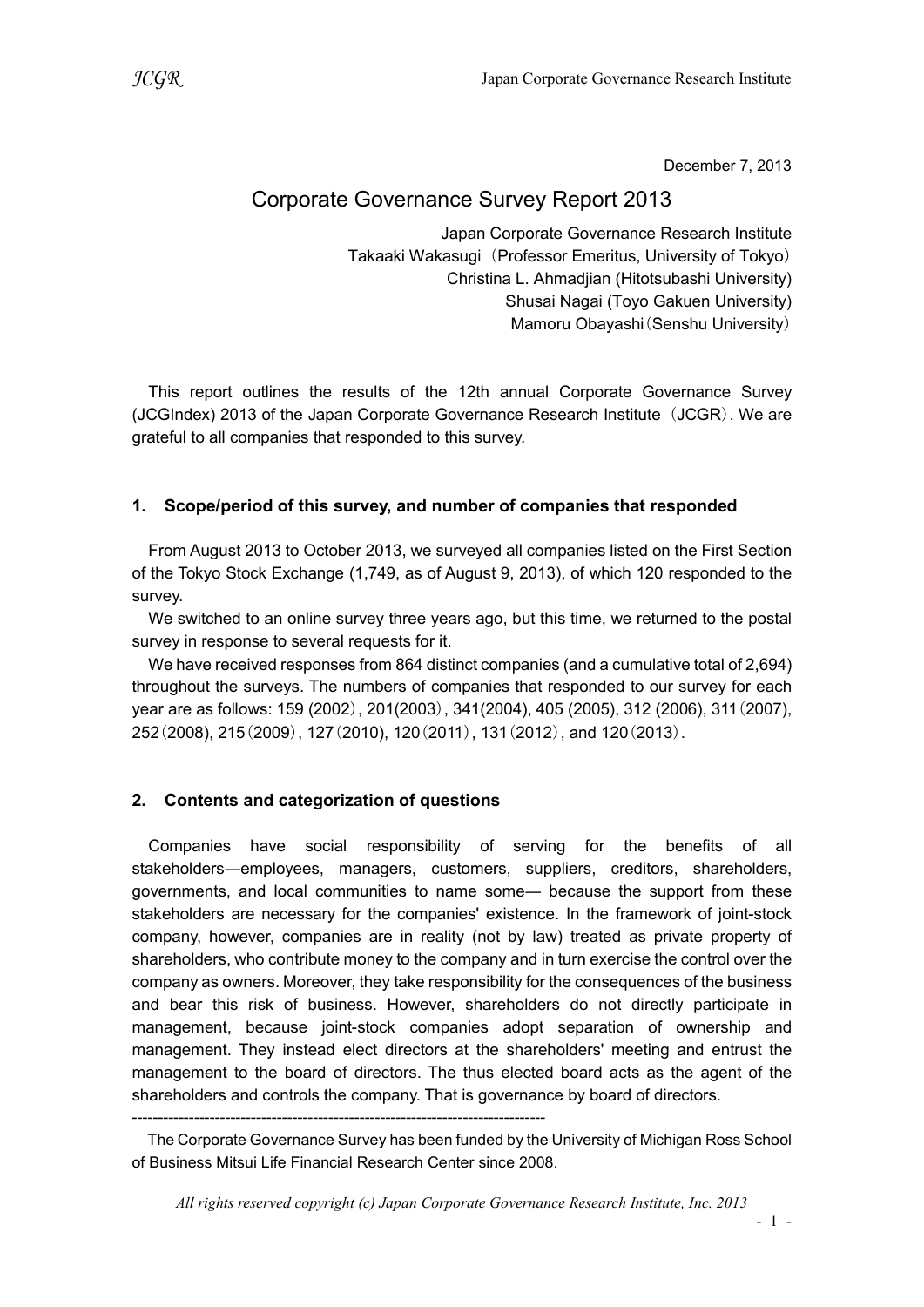December 7, 2013

# Corporate Governance Survey Report 2013

Japan Corporate Governance Research Institute
Takaaki Wakasugi（Professor Emeritus, University of Tokyo）
Christina L. Ahmadjian (Hitotsubashi University)
Shusai Nagai (Toyo Gakuen University)
Mamoru Obayashi（Senshu University）

This report outlines the results of the 12th annual Corporate Governance Survey (JCGIndex) 2013 of the Japan Corporate Governance Research Institute（JCGR）. We are grateful to all companies that responded to this survey.

## 1. Scope/period of this survey, and number of companies that responded

From August 2013 to October 2013, we surveyed all companies listed on the First Section of the Tokyo Stock Exchange (1,749, as of August 9, 2013), of which 120 responded to the survey.

We switched to an online survey three years ago, but this time, we returned to the postal survey in response to several requests for it.

We have received responses from 864 distinct companies (and a cumulative total of 2,694) throughout the surveys. The numbers of companies that responded to our survey for each year are as follows: 159 (2002)，201(2003)，341(2004), 405 (2005), 312 (2006), 311（2007), 252（2008), 215（2009)，127（2010), 120（2011)，131（2012)，and 120（2013)．

## 2. Contents and categorization of questions

Companies have social responsibility of serving for the benefits of all stakeholders—employees, managers, customers, suppliers, creditors, shareholders, governments, and local communities to name some— because the support from these stakeholders are necessary for the companies' existence. In the framework of joint-stock company, however, companies are in reality (not by law) treated as private property of shareholders, who contribute money to the company and in turn exercise the control over the company as owners. Moreover, they take responsibility for the consequences of the business and bear this risk of business. However, shareholders do not directly participate in management, because joint-stock companies adopt separation of ownership and management. They instead elect directors at the shareholders' meeting and entrust the management to the board of directors. The thus elected board acts as the agent of the shareholders and controls the company. That is governance by board of directors.

---

The Corporate Governance Survey has been funded by the University of Michigan Ross School of Business Mitsui Life Financial Research Center since 2008.

*All rights reserved copyright (c) Japan Corporate Governance Research Institute, Inc. 2013*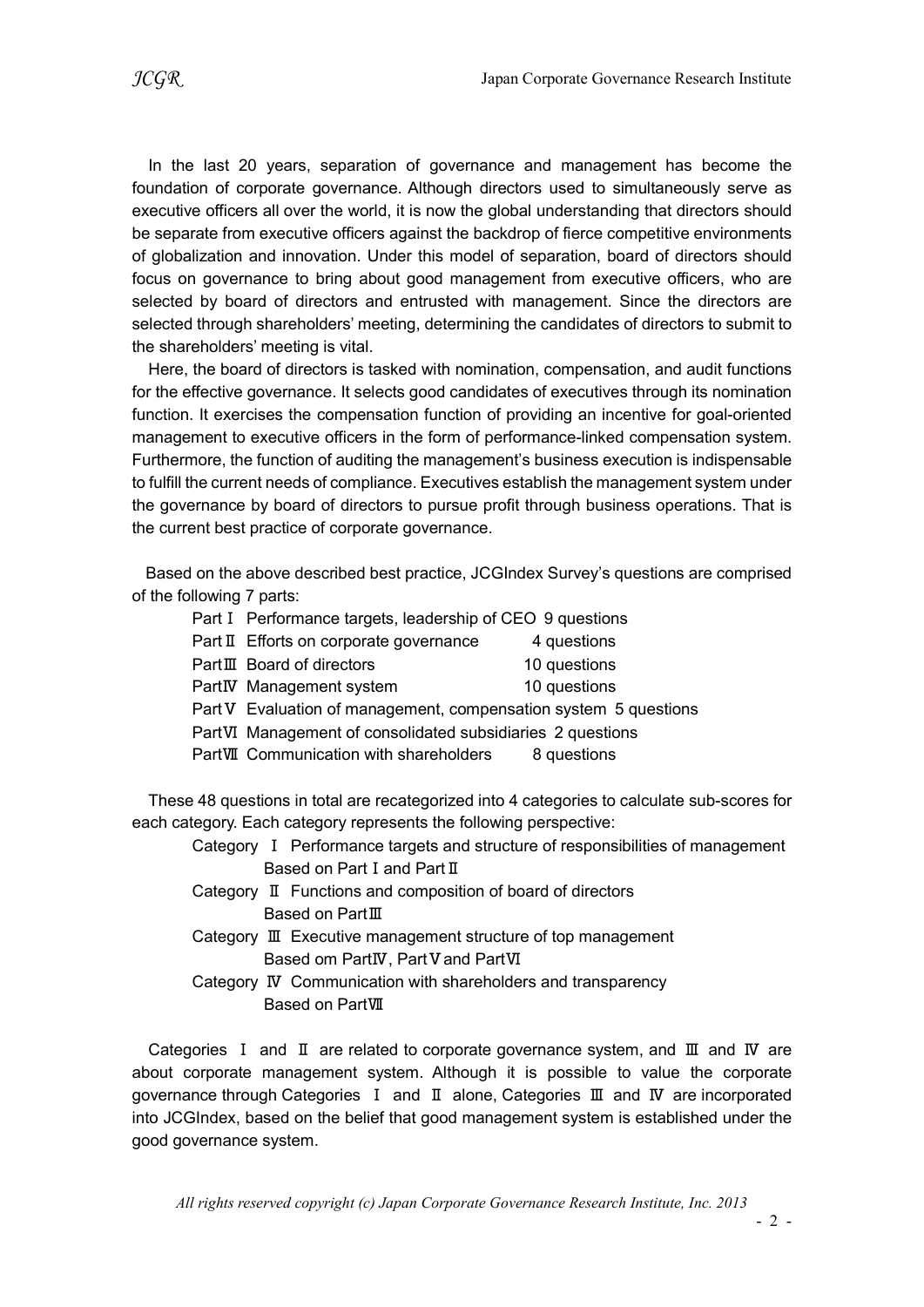In the last 20 years, separation of governance and management has become the foundation of corporate governance. Although directors used to simultaneously serve as executive officers all over the world, it is now the global understanding that directors should be separate from executive officers against the backdrop of fierce competitive environments of globalization and innovation. Under this model of separation, board of directors should focus on governance to bring about good management from executive officers, who are selected by board of directors and entrusted with management. Since the directors are selected through shareholders' meeting, determining the candidates of directors to submit to the shareholders' meeting is vital.

Here, the board of directors is tasked with nomination, compensation, and audit functions for the effective governance. It selects good candidates of executives through its nomination function. It exercises the compensation function of providing an incentive for goal-oriented management to executive officers in the form of performance-linked compensation system. Furthermore, the function of auditing the management's business execution is indispensable to fulfill the current needs of compliance. Executives establish the management system under the governance by board of directors to pursue profit through business operations. That is the current best practice of corporate governance.

Based on the above described best practice, JCGIndex Survey's questions are comprised of the following 7 parts:

- Part Ⅰ Performance targets, leadership of CEO 9 questions
- Part Ⅱ Efforts on corporate governance 4 questions
- Part Ⅲ Board of directors 10 questions
- Part Ⅳ Management system 10 questions
- Part Ⅴ Evaluation of management, compensation system 5 questions
- Part Ⅵ Management of consolidated subsidiaries 2 questions
- Part Ⅶ Communication with shareholders 8 questions

These 48 questions in total are recategorized into 4 categories to calculate sub-scores for each category. Each category represents the following perspective:

- Category Ⅰ Performance targets and structure of responsibilities of management
  Based on Part Ⅰ and Part Ⅱ
- Category Ⅱ Functions and composition of board of directors
  Based on Part Ⅲ
- Category Ⅲ Executive management structure of top management
  Based om Part Ⅳ, Part Ⅴ and Part Ⅵ
- Category Ⅳ Communication with shareholders and transparency
  Based on Part Ⅶ

Categories Ⅰ and Ⅱ are related to corporate governance system, and Ⅲ and Ⅳ are about corporate management system. Although it is possible to value the corporate governance through Categories Ⅰ and Ⅱ alone, Categories Ⅲ and Ⅳ are incorporated into JCGIndex, based on the belief that good management system is established under the good governance system.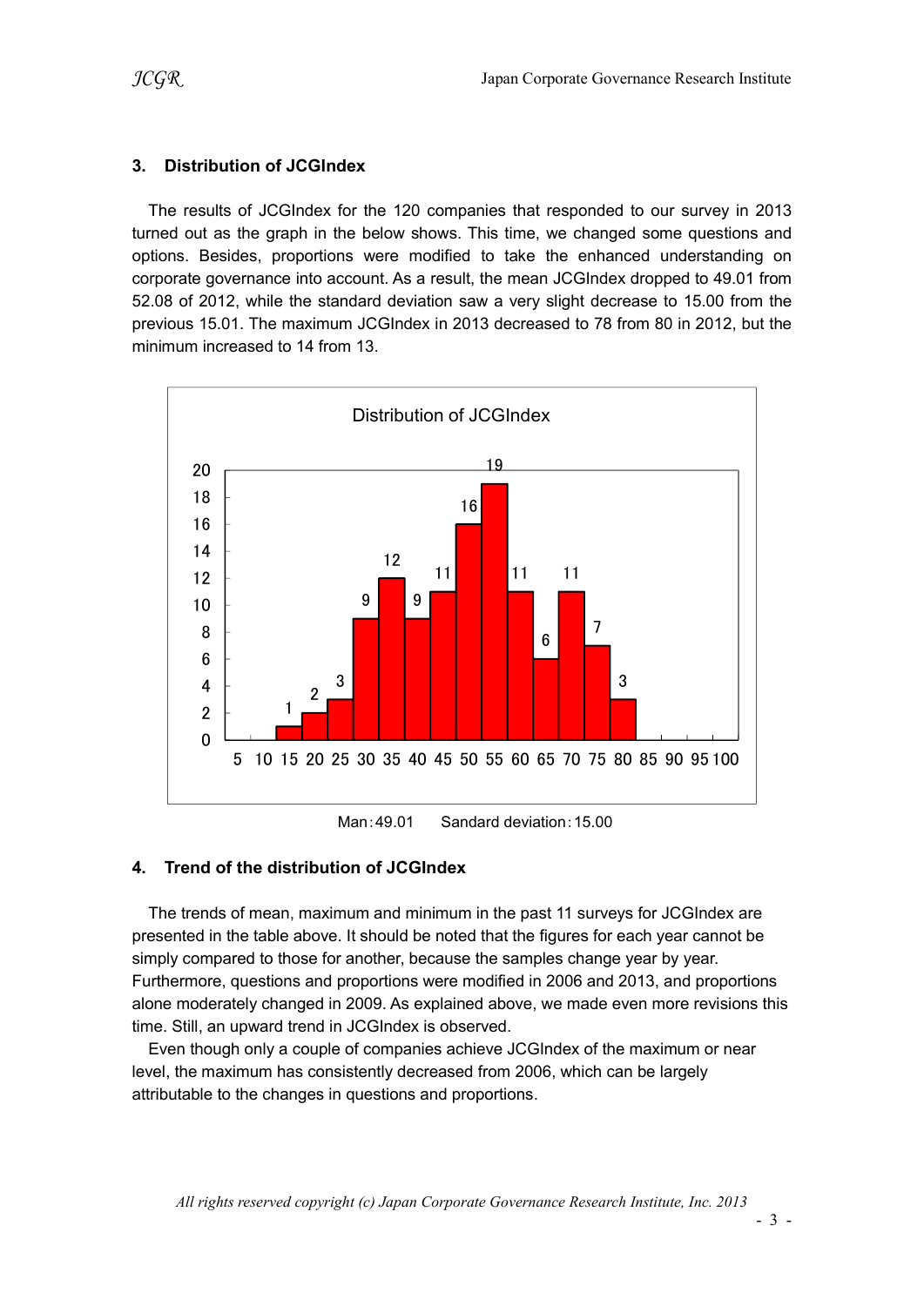## 3. Distribution of JCGIndex

The results of JCGIndex for the 120 companies that responded to our survey in 2013 turned out as the graph in the below shows. This time, we changed some questions and options. Besides, proportions were modified to take the enhanced understanding on corporate governance into account. As a result, the mean JCGIndex dropped to 49.01 from 52.08 of 2012, while the standard deviation saw a very slight decrease to 15.00 from the previous 15.01. The maximum JCGIndex in 2013 decreased to 78 from 80 in 2012, but the minimum increased to 14 from 13.

Distribution of JCGIndex

| Bin | 5 | 10 | 15 | 20 | 25 | 30 | 35 | 40 | 45 | 50 | 55 | 60 | 65 | 70 | 75 | 80 | 85 | 90 | 95 | 100 |
|---|---|---|---|---|---|---|---|---|---|---|---|---|---|---|---|---|---|---|---|---|
| Count | | | 1 | 2 | 3 | 9 | 12 | 9 | 11 | 16 | 19 | 11 | 6 | 11 | 7 | 3 | | | | |

Man：49.01　　Sandard deviation：15.00

## 4. Trend of the distribution of JCGIndex

The trends of mean, maximum and minimum in the past 11 surveys for JCGIndex are presented in the table above. It should be noted that the figures for each year cannot be simply compared to those for another, because the samples change year by year. Furthermore, questions and proportions were modified in 2006 and 2013, and proportions alone moderately changed in 2009. As explained above, we made even more revisions this time. Still, an upward trend in JCGIndex is observed.

Even though only a couple of companies achieve JCGIndex of the maximum or near level, the maximum has consistently decreased from 2006, which can be largely attributable to the changes in questions and proportions.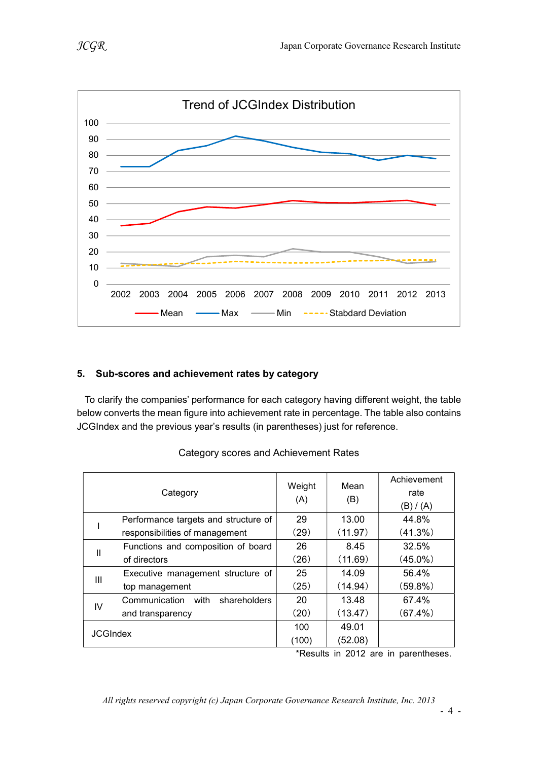Trend of JCGIndex Distribution

| Year | 2002 | 2003 | 2004 | 2005 | 2006 | 2007 | 2008 | 2009 | 2010 | 2011 | 2012 | 2013 |
|---|---|---|---|---|---|---|---|---|---|---|---|---|

Mean — Max — Min — Stabdard Deviation

## 5. Sub-scores and achievement rates by category

To clarify the companies' performance for each category having different weight, the table below converts the mean figure into achievement rate in percentage. The table also contains JCGIndex and the previous year's results (in parentheses) just for reference.

Category scores and Achievement Rates

| | Category | Weight (A) | Mean (B) | Achievement rate (B) / (A) |
|---|---|---|---|---|
| I | Performance targets and structure of responsibilities of management | 29 (29) | 13.00 (11.97) | 44.8% (41.3%) |
| II | Functions and composition of board of directors | 26 (26) | 8.45 (11.69) | 32.5% (45.0%) |
| III | Executive management structure of top management | 25 (25) | 14.09 (14.94) | 56.4% (59.8%) |
| IV | Communication with shareholders and transparency | 20 (20) | 13.48 (13.47) | 67.4% (67.4%) |
| JCGIndex | | 100 (100) | 49.01 (52.08) | |

*Results in 2012 are in parentheses.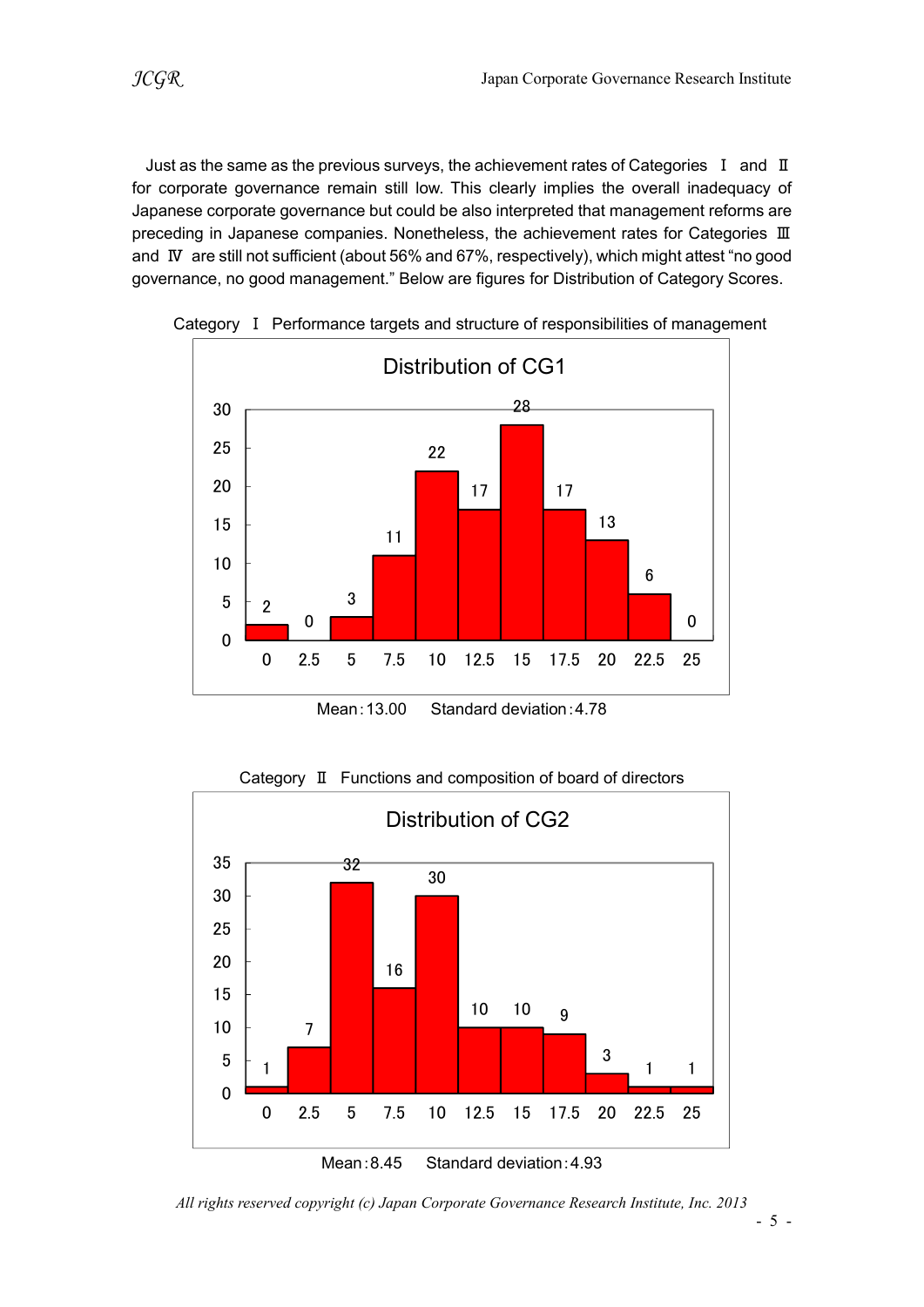Just as the same as the previous surveys, the achievement rates of Categories Ⅰ and Ⅱ for corporate governance remain still low. This clearly implies the overall inadequacy of Japanese corporate governance but could be also interpreted that management reforms are preceding in Japanese companies. Nonetheless, the achievement rates for Categories Ⅲ and Ⅳ are still not sufficient (about 56% and 67%, respectively), which might attest "no good governance, no good management." Below are figures for Distribution of Category Scores.

Category Ⅰ Performance targets and structure of responsibilities of management

**Distribution of CG1**

| Score | 0 | 2.5 | 5 | 7.5 | 10 | 12.5 | 15 | 17.5 | 20 | 22.5 | 25 |
|---|---|---|---|---|---|---|---|---|---|---|---|
| Count | 2 | 0 | 3 | 11 | 22 | 17 | 28 | 17 | 13 | 6 | 0 |

Mean : 13.00 Standard deviation : 4.78

Category Ⅱ Functions and composition of board of directors

**Distribution of CG2**

| Score | 0 | 2.5 | 5 | 7.5 | 10 | 12.5 | 15 | 17.5 | 20 | 22.5 | 25 |
|---|---|---|---|---|---|---|---|---|---|---|---|
| Count | 1 | 7 | 32 | 16 | 30 | 10 | 10 | 9 | 3 | 1 | 1 |

Mean : 8.45 Standard deviation : 4.93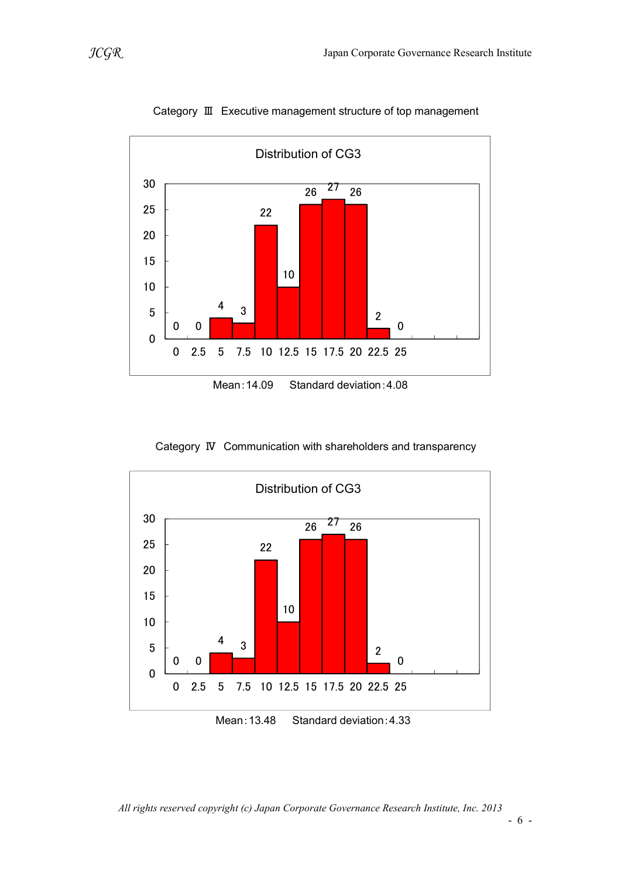Category Ⅲ Executive management structure of top management

**Distribution of CG3**

| Score | 0 | 2.5 | 5 | 7.5 | 10 | 12.5 | 15 | 17.5 | 20 | 22.5 | 25 |
|---|---|---|---|---|---|---|---|---|---|---|---|
| Count | 0 | 0 | 4 | 3 | 22 | 10 | 26 | 27 | 26 | 2 | 0 |

Mean：14.09　　Standard deviation：4.08

Category Ⅳ Communication with shareholders and transparency

**Distribution of CG3**

| Score | 0 | 2.5 | 5 | 7.5 | 10 | 12.5 | 15 | 17.5 | 20 | 22.5 | 25 |
|---|---|---|---|---|---|---|---|---|---|---|---|
| Count | 0 | 0 | 4 | 3 | 22 | 10 | 26 | 27 | 26 | 2 | 0 |

Mean：13.48　　Standard deviation：4.33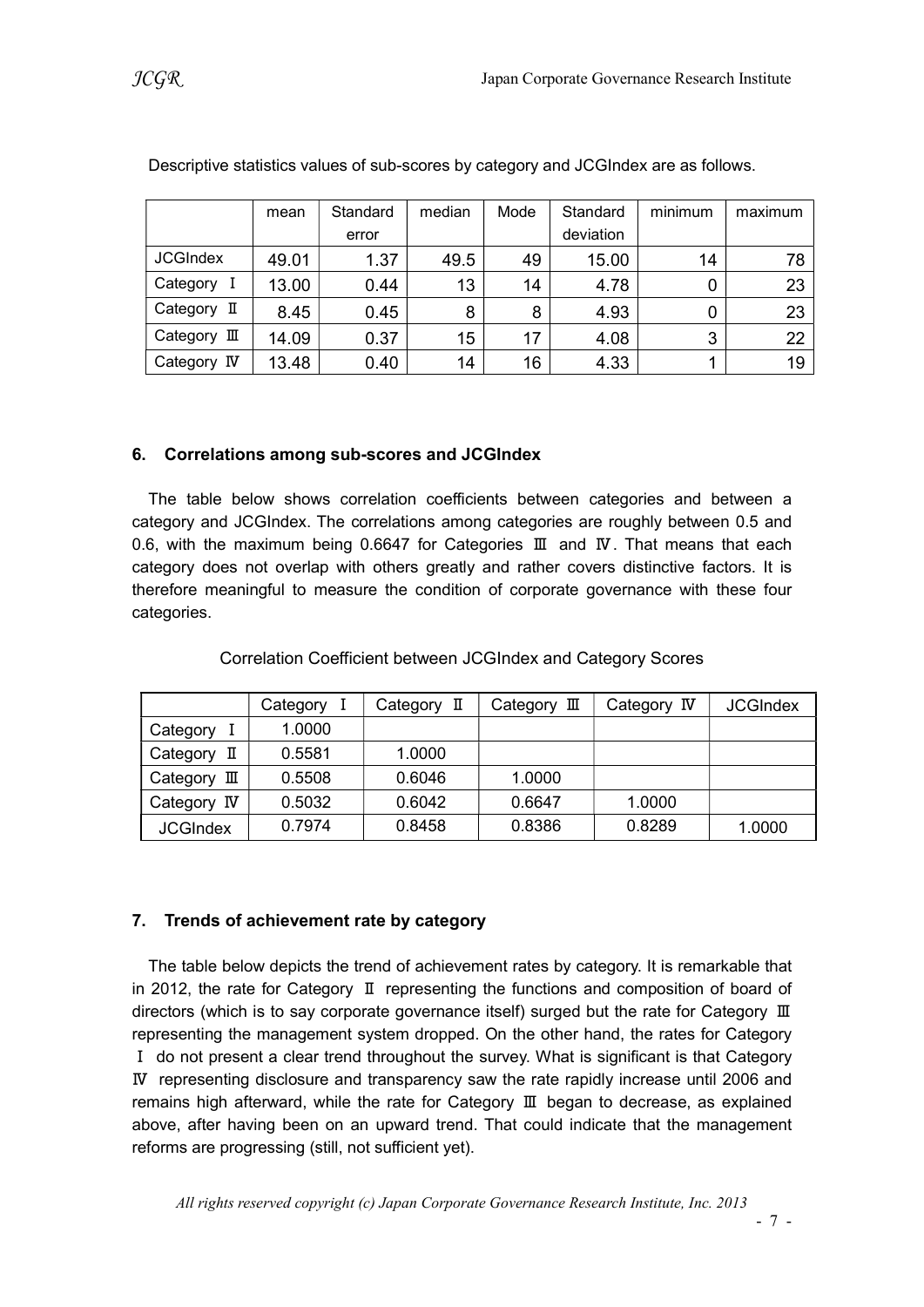Descriptive statistics values of sub-scores by category and JCGIndex are as follows.

| | mean | Standard error | median | Mode | Standard deviation | minimum | maximum |
|---|---|---|---|---|---|---|---|
| JCGIndex | 49.01 | 1.37 | 49.5 | 49 | 15.00 | 14 | 78 |
| Category Ⅰ | 13.00 | 0.44 | 13 | 14 | 4.78 | 0 | 23 |
| Category Ⅱ | 8.45 | 0.45 | 8 | 8 | 4.93 | 0 | 23 |
| Category Ⅲ | 14.09 | 0.37 | 15 | 17 | 4.08 | 3 | 22 |
| Category Ⅳ | 13.48 | 0.40 | 14 | 16 | 4.33 | 1 | 19 |

## 6. Correlations among sub-scores and JCGIndex

The table below shows correlation coefficients between categories and between a category and JCGIndex. The correlations among categories are roughly between 0.5 and 0.6, with the maximum being 0.6647 for Categories Ⅲ and Ⅳ. That means that each category does not overlap with others greatly and rather covers distinctive factors. It is therefore meaningful to measure the condition of corporate governance with these four categories.

Correlation Coefficient between JCGIndex and Category Scores

| | Category Ⅰ | Category Ⅱ | Category Ⅲ | Category Ⅳ | JCGIndex |
|---|---|---|---|---|---|
| Category Ⅰ | 1.0000 | | | | |
| Category Ⅱ | 0.5581 | 1.0000 | | | |
| Category Ⅲ | 0.5508 | 0.6046 | 1.0000 | | |
| Category Ⅳ | 0.5032 | 0.6042 | 0.6647 | 1.0000 | |
| JCGIndex | 0.7974 | 0.8458 | 0.8386 | 0.8289 | 1.0000 |

## 7. Trends of achievement rate by category

The table below depicts the trend of achievement rates by category. It is remarkable that in 2012, the rate for Category Ⅱ representing the functions and composition of board of directors (which is to say corporate governance itself) surged but the rate for Category Ⅲ representing the management system dropped. On the other hand, the rates for Category Ⅰ do not present a clear trend throughout the survey. What is significant is that Category Ⅳ representing disclosure and transparency saw the rate rapidly increase until 2006 and remains high afterward, while the rate for Category Ⅲ began to decrease, as explained above, after having been on an upward trend. That could indicate that the management reforms are progressing (still, not sufficient yet).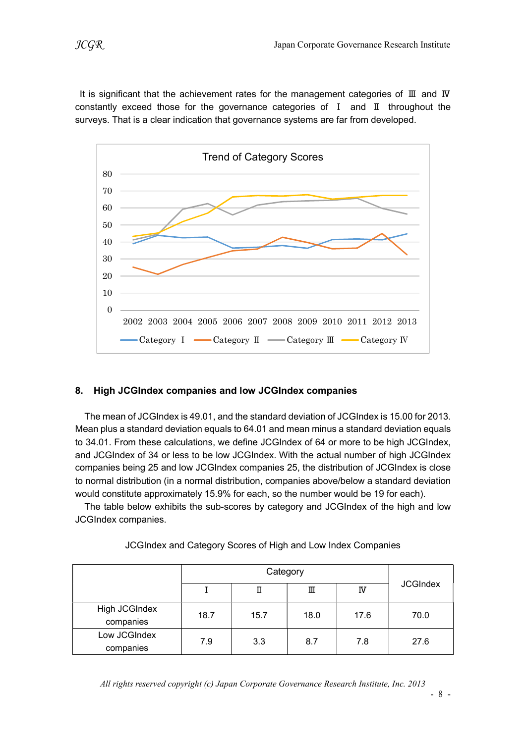It is significant that the achievement rates for the management categories of Ⅲ and Ⅳ constantly exceed those for the governance categories of Ⅰ and Ⅱ throughout the surveys. That is a clear indication that governance systems are far from developed.

Trend of Category Scores

## 8. High JCGIndex companies and low JCGIndex companies

The mean of JCGIndex is 49.01, and the standard deviation of JCGIndex is 15.00 for 2013. Mean plus a standard deviation equals to 64.01 and mean minus a standard deviation equals to 34.01. From these calculations, we define JCGIndex of 64 or more to be high JCGIndex, and JCGIndex of 34 or less to be low JCGIndex. With the actual number of high JCGIndex companies being 25 and low JCGIndex companies 25, the distribution of JCGIndex is close to normal distribution (in a normal distribution, companies above/below a standard deviation would constitute approximately 15.9% for each, so the number would be 19 for each).

The table below exhibits the sub-scores by category and JCGIndex of the high and low JCGIndex companies.

JCGIndex and Category Scores of High and Low Index Companies

| | Category | | | | JCGIndex |
|---|---|---|---|---|---|
| | Ⅰ | Ⅱ | Ⅲ | Ⅳ | |
| High JCGIndex companies | 18.7 | 15.7 | 18.0 | 17.6 | 70.0 |
| Low JCGIndex companies | 7.9 | 3.3 | 8.7 | 7.8 | 27.6 |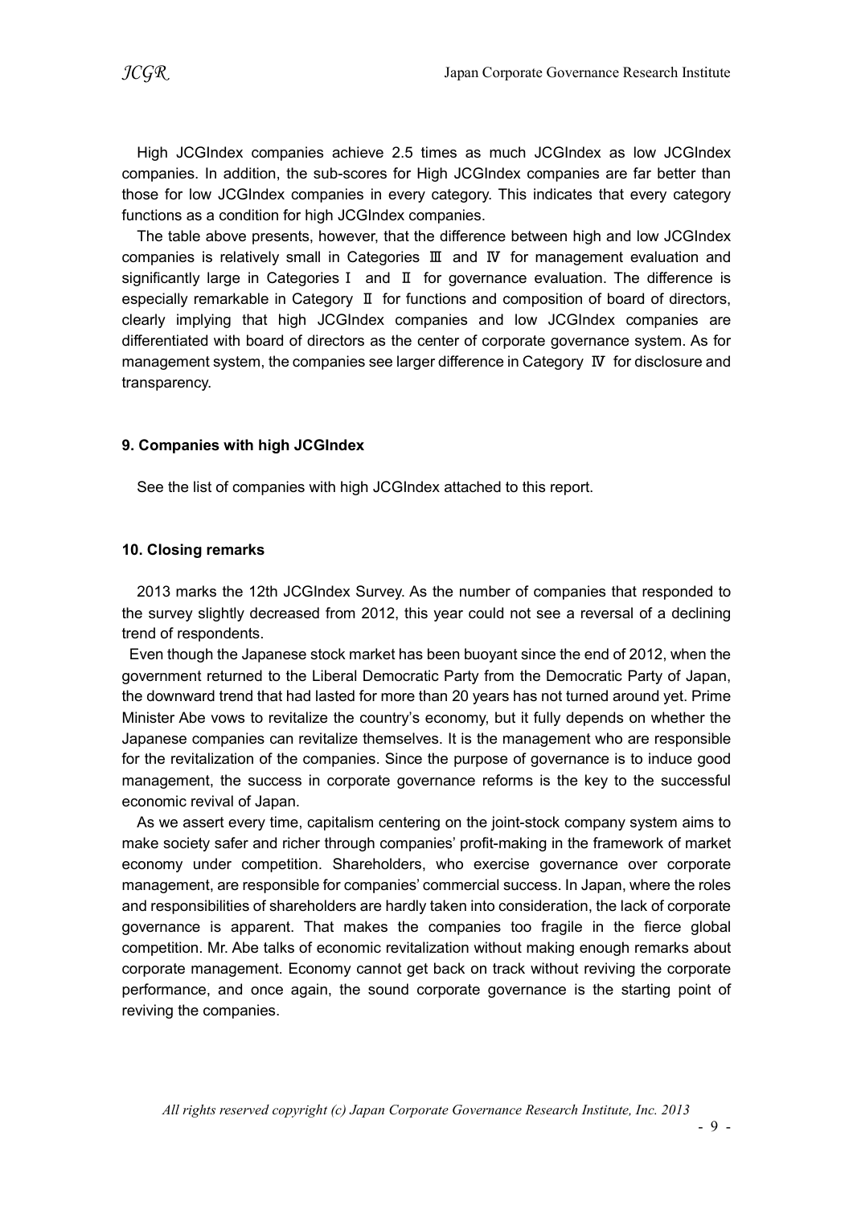High JCGIndex companies achieve 2.5 times as much JCGIndex as low JCGIndex companies. In addition, the sub-scores for High JCGIndex companies are far better than those for low JCGIndex companies in every category. This indicates that every category functions as a condition for high JCGIndex companies.

The table above presents, however, that the difference between high and low JCGIndex companies is relatively small in Categories Ⅲ and Ⅳ for management evaluation and significantly large in Categories Ⅰ and Ⅱ for governance evaluation. The difference is especially remarkable in Category Ⅱ for functions and composition of board of directors, clearly implying that high JCGIndex companies and low JCGIndex companies are differentiated with board of directors as the center of corporate governance system. As for management system, the companies see larger difference in Category Ⅳ for disclosure and transparency.

## 9. Companies with high JCGIndex

See the list of companies with high JCGIndex attached to this report.

## 10. Closing remarks

2013 marks the 12th JCGIndex Survey. As the number of companies that responded to the survey slightly decreased from 2012, this year could not see a reversal of a declining trend of respondents.

Even though the Japanese stock market has been buoyant since the end of 2012, when the government returned to the Liberal Democratic Party from the Democratic Party of Japan, the downward trend that had lasted for more than 20 years has not turned around yet. Prime Minister Abe vows to revitalize the country's economy, but it fully depends on whether the Japanese companies can revitalize themselves. It is the management who are responsible for the revitalization of the companies. Since the purpose of governance is to induce good management, the success in corporate governance reforms is the key to the successful economic revival of Japan.

As we assert every time, capitalism centering on the joint-stock company system aims to make society safer and richer through companies' profit-making in the framework of market economy under competition. Shareholders, who exercise governance over corporate management, are responsible for companies' commercial success. In Japan, where the roles and responsibilities of shareholders are hardly taken into consideration, the lack of corporate governance is apparent. That makes the companies too fragile in the fierce global competition. Mr. Abe talks of economic revitalization without making enough remarks about corporate management. Economy cannot get back on track without reviving the corporate performance, and once again, the sound corporate governance is the starting point of reviving the companies.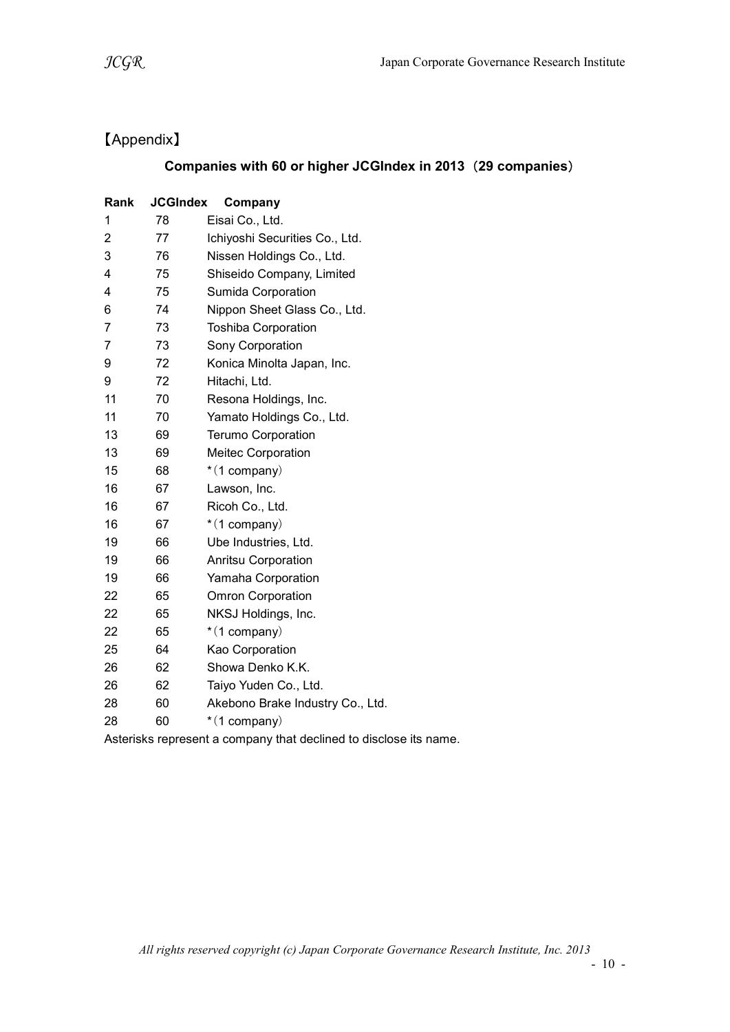## 【Appendix】

### Companies with 60 or higher JCGIndex in 2013（29 companies）

| Rank | JCGIndex | Company |
|---|---|---|
| 1 | 78 | Eisai Co., Ltd. |
| 2 | 77 | Ichiyoshi Securities Co., Ltd. |
| 3 | 76 | Nissen Holdings Co., Ltd. |
| 4 | 75 | Shiseido Company, Limited |
| 4 | 75 | Sumida Corporation |
| 6 | 74 | Nippon Sheet Glass Co., Ltd. |
| 7 | 73 | Toshiba Corporation |
| 7 | 73 | Sony Corporation |
| 9 | 72 | Konica Minolta Japan, Inc. |
| 9 | 72 | Hitachi, Ltd. |
| 11 | 70 | Resona Holdings, Inc. |
| 11 | 70 | Yamato Holdings Co., Ltd. |
| 13 | 69 | Terumo Corporation |
| 13 | 69 | Meitec Corporation |
| 15 | 68 | *（1 company） |
| 16 | 67 | Lawson, Inc. |
| 16 | 67 | Ricoh Co., Ltd. |
| 16 | 67 | *（1 company） |
| 19 | 66 | Ube Industries, Ltd. |
| 19 | 66 | Anritsu Corporation |
| 19 | 66 | Yamaha Corporation |
| 22 | 65 | Omron Corporation |
| 22 | 65 | NKSJ Holdings, Inc. |
| 22 | 65 | *（1 company） |
| 25 | 64 | Kao Corporation |
| 26 | 62 | Showa Denko K.K. |
| 26 | 62 | Taiyo Yuden Co., Ltd. |
| 28 | 60 | Akebono Brake Industry Co., Ltd. |
| 28 | 60 | *（1 company） |

Asterisks represent a company that declined to disclose its name.